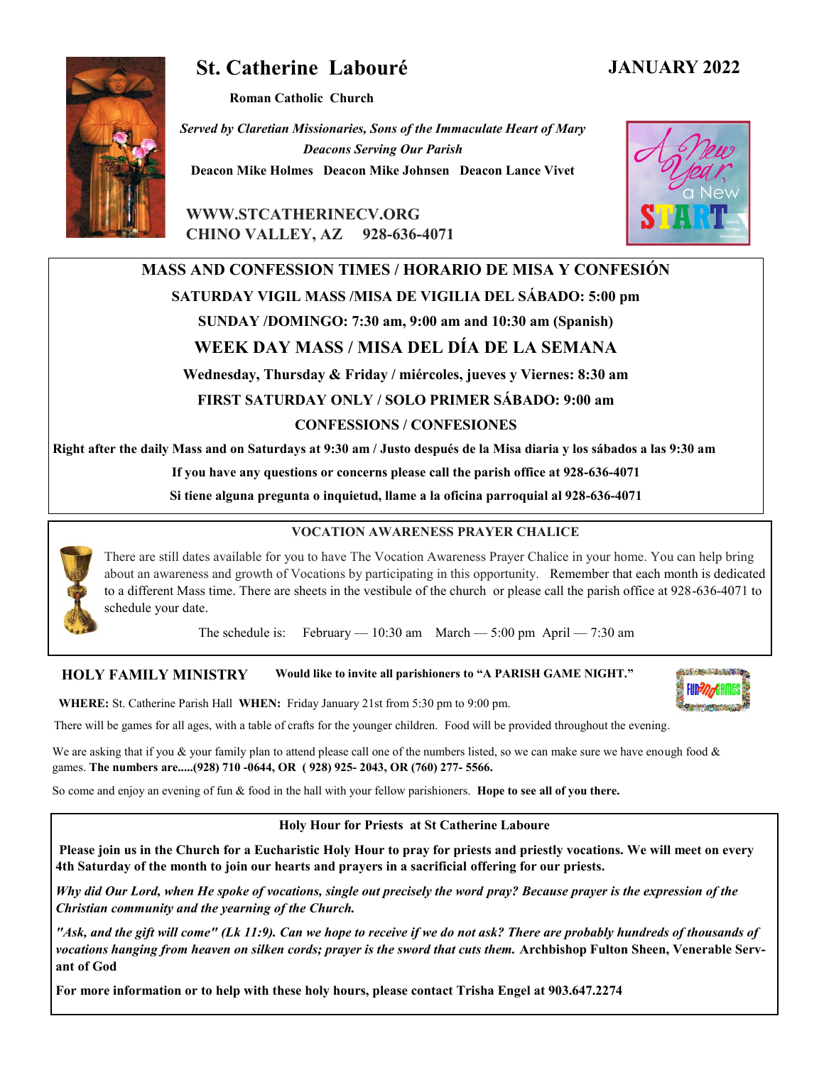# St. Catherine Labouré

**JANUARY 2022**

**Roman Catholic Church**

*Served by Claretian Missionaries, Sons of the Immaculate Heart of Mary*

*Deacons Serving Our Parish*

**Deacon Mike Holmes Deacon Mike Johnsen Deacon Lance Vivet**

**WWW.STCATHERINECV.ORG**

**CHINO VALLEY, AZ 928-636-4071**

## MASS AND CONFESSION TIMES / HORARIO DE MISA Y CONFESIÓN

**SATURDAY VIGIL MASS /MISA DE VIGILIA DEL SÁBADO: 5:00 pm**

**SUNDAY /DOMINGO: 7:30 am, 9:00 am and 10:30 am (Spanish)**

### WEEK DAY MASS / MISA DEL DÍA DE LA SEMANA

**Wednesday, Thursday & Friday / miércoles, jueves y Viernes: 8:30 am**

**FIRST SATURDAY ONLY / SOLO PRIMER SÁBADO: 9:00 am**

**CONFESSIONS / CONFESIONES**

**Right after the daily Mass and on Saturdays at 9:30 am / Justo después de la Misa diaria y los sábados a las 9:30 am**

**If you have any questions or concerns please call the parish office at 928-636-4071**

**Si tiene alguna pregunta o inquietud, llame a la oficina parroquial al 928-636-4071**

## VOCATION AWARENESS PRAYER CHALICE

There are still dates available for you to have The Vocation Awareness Prayer Chalice in your home. You can help bring about an awareness and growth of Vocations by participating in this opportunity. Remember that each month is dedicated to a different Mass time. There are sheets in the vestibule of the church or please call the parish office at 928-636-4071 to schedule your date.

The schedule is: February — 10:30 am March — 5:00 pm April — 7:30 am

## HOLY FAMILY MINISTRY

**Would like to invite all parishioners to "A PARISH GAME NIGHT."**

**WHERE:** St. Catherine Parish Hall **WHEN:** Friday January 21st from 5:30 pm to 9:00 pm.

There will be games for all ages, with a table of crafts for the younger children. Food will be provided throughout the evening.

We are asking that if you & your family plan to attend please call one of the numbers listed, so we can make sure we have enough food & games. **The numbers are.....(928) 710 -0644, OR ( 928) 925- 2043, OR (760) 277- 5566.**

So come and enjoy an evening of fun & food in the hall with your fellow parishioners. **Hope to see all of you there.**

## Holy Hour for Priests at St Catherine Laboure

**Please join us in the Church for a Eucharistic Holy Hour to pray for priests and priestly vocations. We will meet on every 4th Saturday of the month to join our hearts and prayers in a sacrificial offering for our priests.**

***Why did Our Lord, when He spoke of vocations, single out precisely the word pray? Because prayer is the expression of the Christian community and the yearning of the Church.***

***"Ask, and the gift will come" (Lk 11:9). Can we hope to receive if we do not ask? There are probably hundreds of thousands of vocations hanging from heaven on silken cords; prayer is the sword that cuts them.*** **Archbishop Fulton Sheen, Venerable Servant of God**

**For more information or to help with these holy hours, please contact Trisha Engel at 903.647.2274**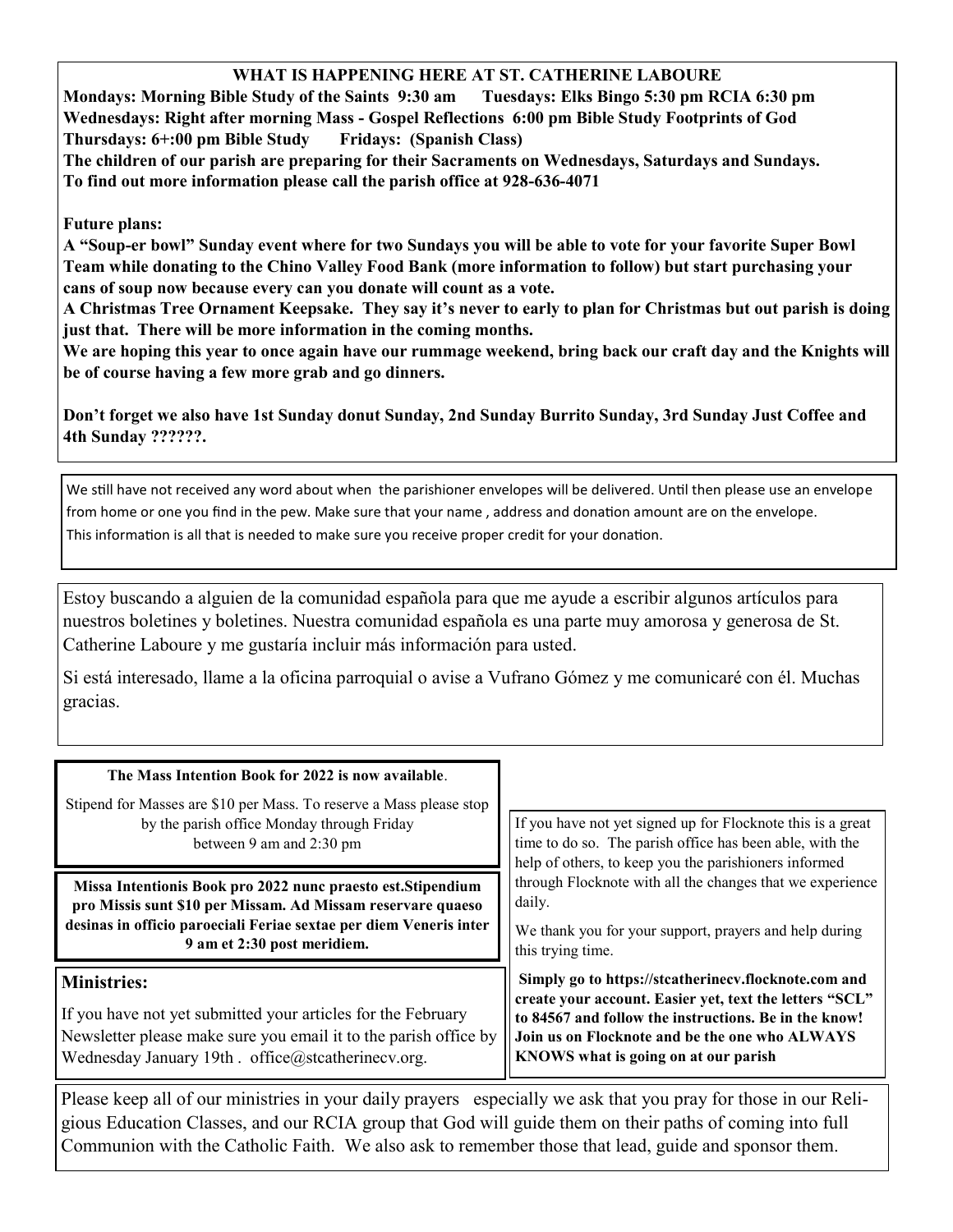## WHAT IS HAPPENING HERE AT ST. CATHERINE LABOURE

**Mondays: Morning Bible Study of the Saints 9:30 am  Tuesdays: Elks Bingo 5:30 pm RCIA 6:30 pm**
**Wednesdays: Right after morning Mass - Gospel Reflections 6:00 pm Bible Study Footprints of God**
**Thursdays: 6+:00 pm Bible Study  Fridays: (Spanish Class)**
**The children of our parish are preparing for their Sacraments on Wednesdays, Saturdays and Sundays.**
**To find out more information please call the parish office at 928-636-4071**

**Future plans:**

**A "Soup-er bowl" Sunday event where for two Sundays you will be able to vote for your favorite Super Bowl Team while donating to the Chino Valley Food Bank (more information to follow) but start purchasing your cans of soup now because every can you donate will count as a vote.**

**A Christmas Tree Ornament Keepsake. They say it's never to early to plan for Christmas but out parish is doing just that. There will be more information in the coming months.**

**We are hoping this year to once again have our rummage weekend, bring back our craft day and the Knights will be of course having a few more grab and go dinners.**

**Don't forget we also have 1st Sunday donut Sunday, 2nd Sunday Burrito Sunday, 3rd Sunday Just Coffee and 4th Sunday ??????.**

We still have not received any word about when the parishioner envelopes will be delivered. Until then please use an envelope from home or one you find in the pew. Make sure that your name , address and donation amount are on the envelope. This information is all that is needed to make sure you receive proper credit for your donation.

Estoy buscando a alguien de la comunidad española para que me ayude a escribir algunos artículos para nuestros boletines y boletines. Nuestra comunidad española es una parte muy amorosa y generosa de St. Catherine Laboure y me gustaría incluir más información para usted.

Si está interesado, llame a la oficina parroquial o avise a Vufrano Gómez y me comunicaré con él. Muchas gracias.

**The Mass Intention Book for 2022 is now available**.

Stipend for Masses are $10 per Mass. To reserve a Mass please stop by the parish office Monday through Friday between 9 am and 2:30 pm

**Missa Intentionis Book pro 2022 nunc praesto est.Stipendium pro Missis sunt $10 per Missam. Ad Missam reservare quaeso desinas in officio paroeciali Feriae sextae per diem Veneris inter 9 am et 2:30 post meridiem.**

### Ministries:

If you have not yet submitted your articles for the February Newsletter please make sure you email it to the parish office by Wednesday January 19th . office@stcatherinecv.org.

If you have not yet signed up for Flocknote this is a great time to do so. The parish office has been able, with the help of others, to keep you the parishioners informed through Flocknote with all the changes that we experience daily.

We thank you for your support, prayers and help during this trying time.

**Simply go to https://stcatherinecv.flocknote.com and create your account. Easier yet, text the letters "SCL" to 84567 and follow the instructions. Be in the know! Join us on Flocknote and be the one who ALWAYS KNOWS what is going on at our parish**

Please keep all of our ministries in your daily prayers especially we ask that you pray for those in our Religious Education Classes, and our RCIA group that God will guide them on their paths of coming into full Communion with the Catholic Faith. We also ask to remember those that lead, guide and sponsor them.